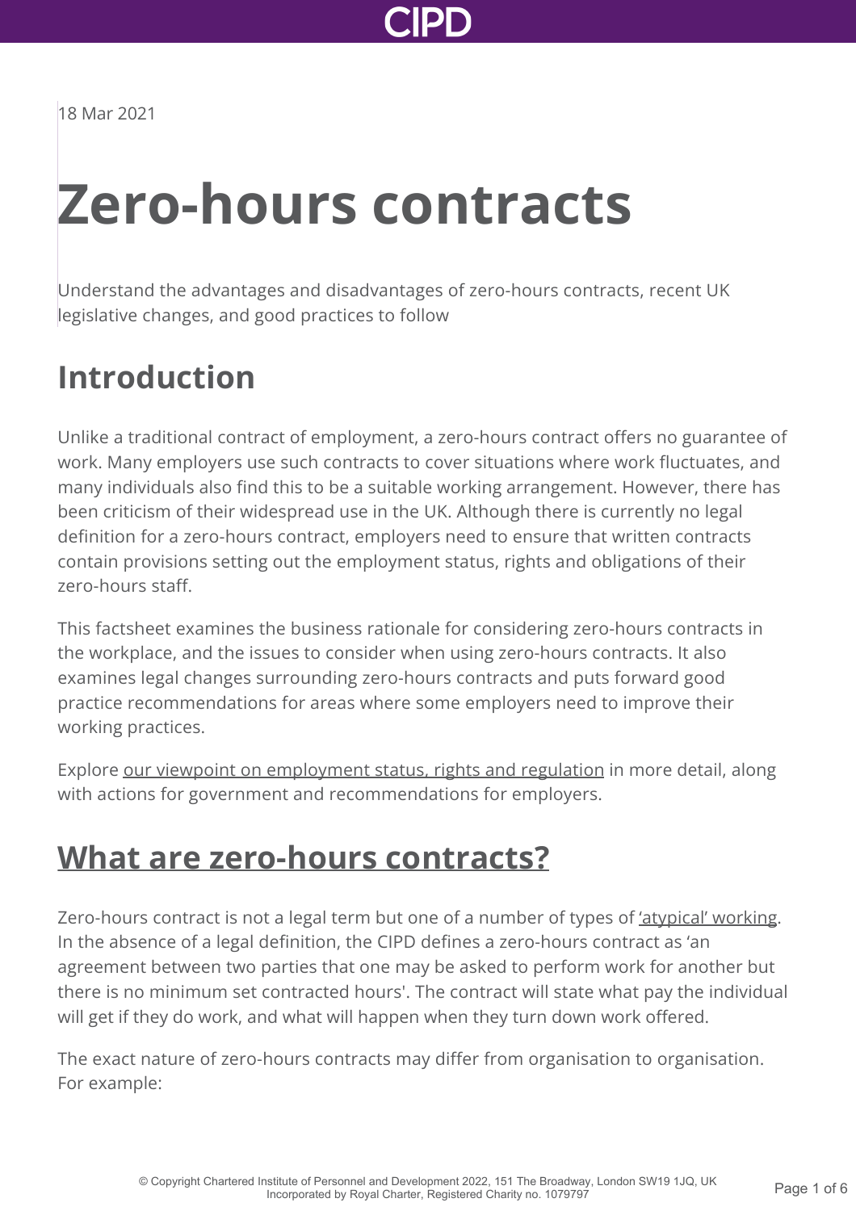18 Mar 2021

# Zero-hours contracts

Understand the advantages and disadvantages of zero-hours contracts, recent UK legislative changes, and good practices to follow

## Introduction

Unlike a traditional contract of employment, a zero-hours contract offers no guarantee of work. Many employers use such contracts to cover situations where work fluctuates, and many individuals also find this to be a suitable working arrangement. However, there has been criticism of their widespread use in the UK. Although there is currently no legal definition for a zero-hours contract, employers need to ensure that written contracts contain provisions setting out the employment status, rights and obligations of their zero-hours staff.

This factsheet examines the business rationale for considering zero-hours contracts in the workplace, and the issues to consider when using zero-hours contracts. It also examines legal changes surrounding zero-hours contracts and puts forward good practice recommendations for areas where some employers need to improve their working practices.

Explore our viewpoint on employment status, rights and regulation in more detail, along with actions for government and recommendations for employers.

## What are zero-hours contracts?

Zero-hours contract is not a legal term but one of a number of types of 'atypical' working. In the absence of a legal definition, the CIPD defines a zero-hours contract as 'an agreement between two parties that one may be asked to perform work for another but there is no minimum set contracted hours'. The contract will state what pay the individual will get if they do work, and what will happen when they turn down work offered.

The exact nature of zero-hours contracts may differ from organisation to organisation. For example: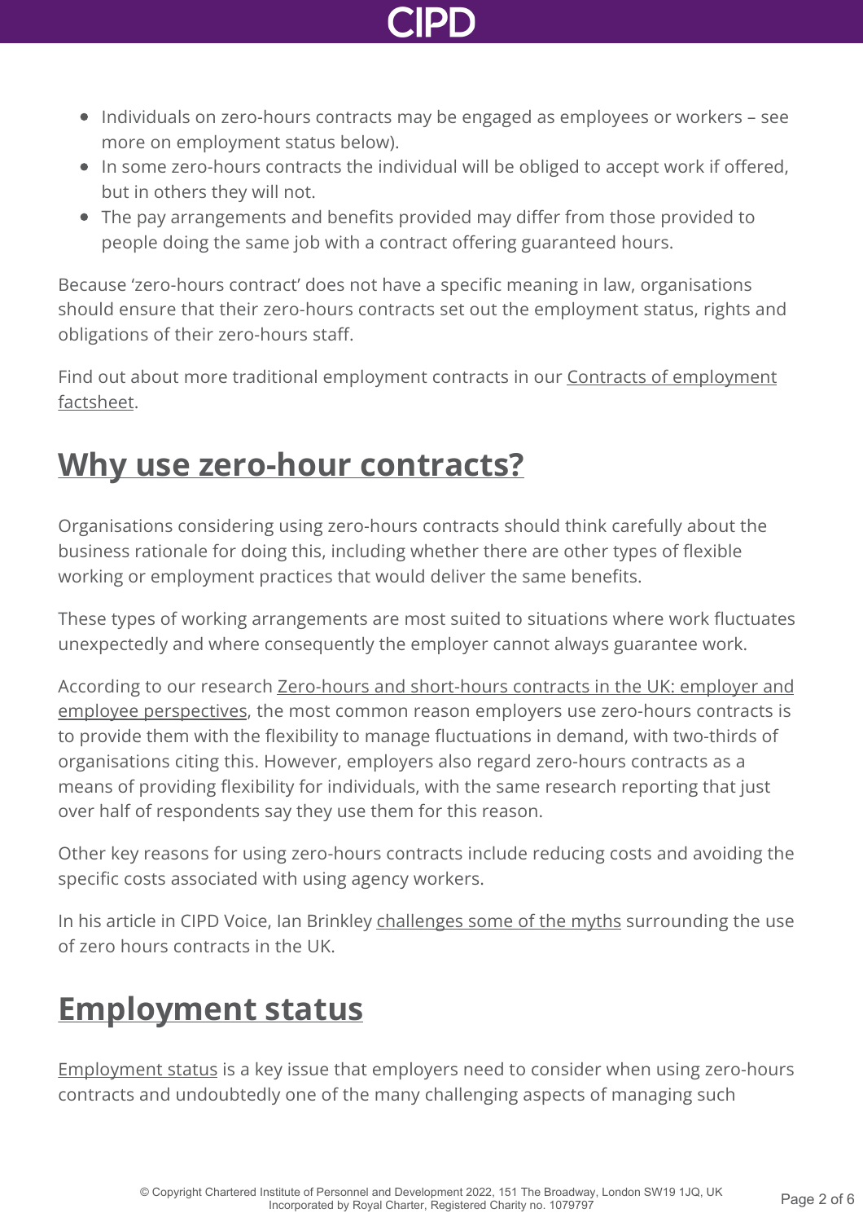- Individuals on zero-hours contracts may be engaged as employees or workers – see more on employment status below).
- In some zero-hours contracts the individual will be obliged to accept work if offered, but in others they will not.
- The pay arrangements and benefits provided may differ from those provided to people doing the same job with a contract offering guaranteed hours.

Because 'zero-hours contract' does not have a specific meaning in law, organisations should ensure that their zero-hours contracts set out the employment status, rights and obligations of their zero-hours staff.

Find out about more traditional employment contracts in our Contracts of employment factsheet.

## Why use zero-hour contracts?

Organisations considering using zero-hours contracts should think carefully about the business rationale for doing this, including whether there are other types of flexible working or employment practices that would deliver the same benefits.

These types of working arrangements are most suited to situations where work fluctuates unexpectedly and where consequently the employer cannot always guarantee work.

According to our research Zero-hours and short-hours contracts in the UK: employer and employee perspectives, the most common reason employers use zero-hours contracts is to provide them with the flexibility to manage fluctuations in demand, with two-thirds of organisations citing this. However, employers also regard zero-hours contracts as a means of providing flexibility for individuals, with the same research reporting that just over half of respondents say they use them for this reason.

Other key reasons for using zero-hours contracts include reducing costs and avoiding the specific costs associated with using agency workers.

In his article in CIPD Voice, Ian Brinkley challenges some of the myths surrounding the use of zero hours contracts in the UK.

## Employment status

Employment status is a key issue that employers need to consider when using zero-hours contracts and undoubtedly one of the many challenging aspects of managing such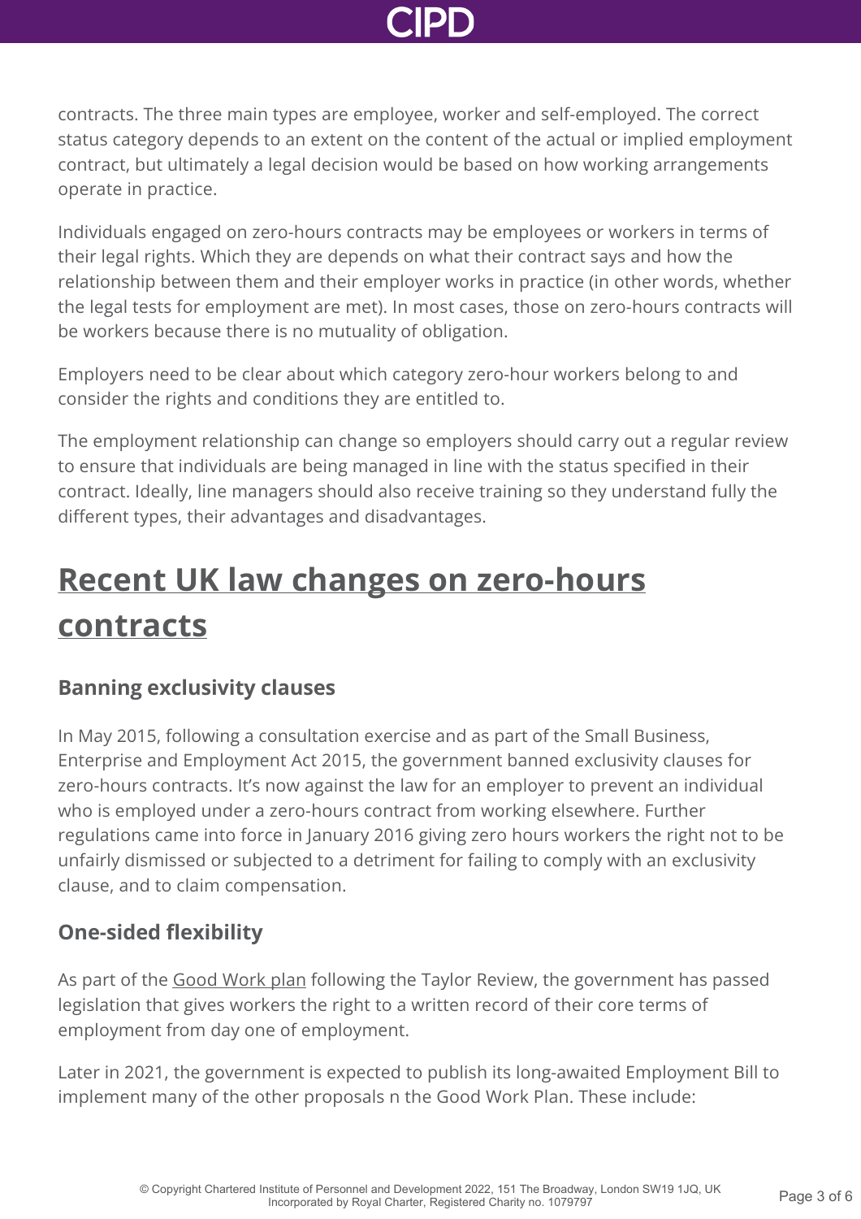contracts. The three main types are employee, worker and self-employed. The correct status category depends to an extent on the content of the actual or implied employment contract, but ultimately a legal decision would be based on how working arrangements operate in practice.

Individuals engaged on zero-hours contracts may be employees or workers in terms of their legal rights. Which they are depends on what their contract says and how the relationship between them and their employer works in practice (in other words, whether the legal tests for employment are met). In most cases, those on zero-hours contracts will be workers because there is no mutuality of obligation.

Employers need to be clear about which category zero-hour workers belong to and consider the rights and conditions they are entitled to.

The employment relationship can change so employers should carry out a regular review to ensure that individuals are being managed in line with the status specified in their contract. Ideally, line managers should also receive training so they understand fully the different types, their advantages and disadvantages.

## Recent UK law changes on zero-hours contracts

### Banning exclusivity clauses

In May 2015, following a consultation exercise and as part of the Small Business, Enterprise and Employment Act 2015, the government banned exclusivity clauses for zero-hours contracts. It's now against the law for an employer to prevent an individual who is employed under a zero-hours contract from working elsewhere. Further regulations came into force in January 2016 giving zero hours workers the right not to be unfairly dismissed or subjected to a detriment for failing to comply with an exclusivity clause, and to claim compensation.

### One-sided flexibility

As part of the Good Work plan following the Taylor Review, the government has passed legislation that gives workers the right to a written record of their core terms of employment from day one of employment.

Later in 2021, the government is expected to publish its long-awaited Employment Bill to implement many of the other proposals n the Good Work Plan. These include: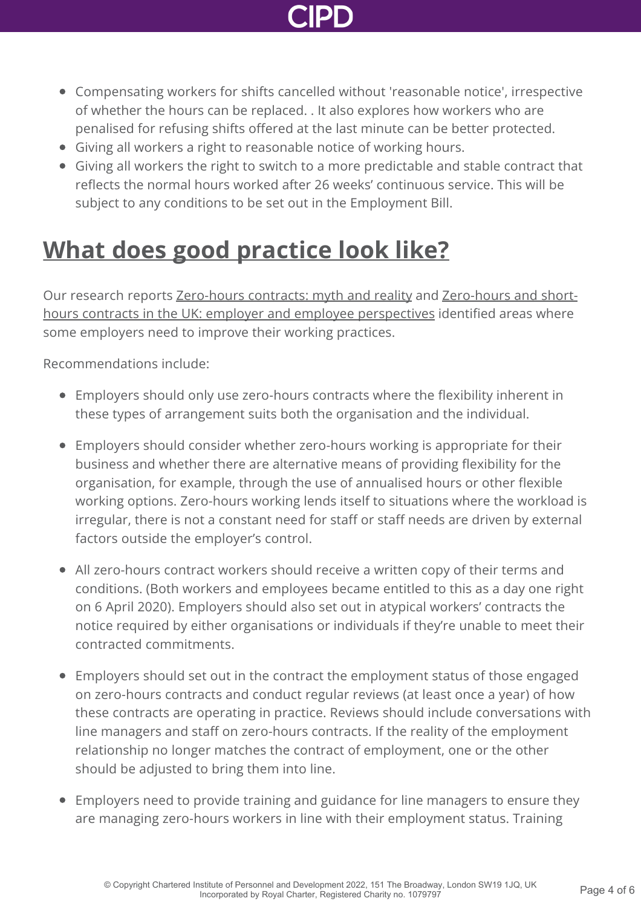- Compensating workers for shifts cancelled without 'reasonable notice', irrespective of whether the hours can be replaced. . It also explores how workers who are penalised for refusing shifts offered at the last minute can be better protected.
- Giving all workers a right to reasonable notice of working hours.
- Giving all workers the right to switch to a more predictable and stable contract that reflects the normal hours worked after 26 weeks' continuous service. This will be subject to any conditions to be set out in the Employment Bill.

## What does good practice look like?

Our research reports Zero-hours contracts: myth and reality and Zero-hours and short-hours contracts in the UK: employer and employee perspectives identified areas where some employers need to improve their working practices.

Recommendations include:

- Employers should only use zero-hours contracts where the flexibility inherent in these types of arrangement suits both the organisation and the individual.
- Employers should consider whether zero-hours working is appropriate for their business and whether there are alternative means of providing flexibility for the organisation, for example, through the use of annualised hours or other flexible working options. Zero-hours working lends itself to situations where the workload is irregular, there is not a constant need for staff or staff needs are driven by external factors outside the employer's control.
- All zero-hours contract workers should receive a written copy of their terms and conditions. (Both workers and employees became entitled to this as a day one right on 6 April 2020). Employers should also set out in atypical workers' contracts the notice required by either organisations or individuals if they're unable to meet their contracted commitments.
- Employers should set out in the contract the employment status of those engaged on zero-hours contracts and conduct regular reviews (at least once a year) of how these contracts are operating in practice. Reviews should include conversations with line managers and staff on zero-hours contracts. If the reality of the employment relationship no longer matches the contract of employment, one or the other should be adjusted to bring them into line.
- Employers need to provide training and guidance for line managers to ensure they are managing zero-hours workers in line with their employment status. Training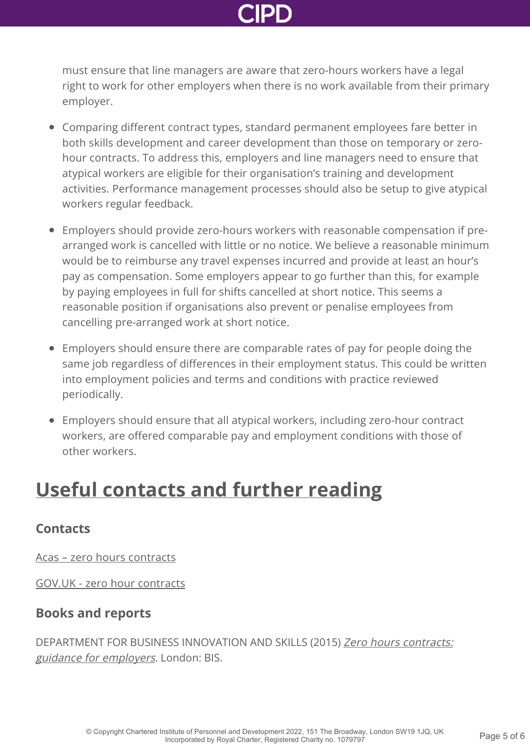must ensure that line managers are aware that zero-hours workers have a legal right to work for other employers when there is no work available from their primary employer.

- Comparing different contract types, standard permanent employees fare better in both skills development and career development than those on temporary or zero-hour contracts. To address this, employers and line managers need to ensure that atypical workers are eligible for their organisation's training and development activities. Performance management processes should also be setup to give atypical workers regular feedback.
- Employers should provide zero-hours workers with reasonable compensation if pre-arranged work is cancelled with little or no notice. We believe a reasonable minimum would be to reimburse any travel expenses incurred and provide at least an hour's pay as compensation. Some employers appear to go further than this, for example by paying employees in full for shifts cancelled at short notice. This seems a reasonable position if organisations also prevent or penalise employees from cancelling pre-arranged work at short notice.
- Employers should ensure there are comparable rates of pay for people doing the same job regardless of differences in their employment status. This could be written into employment policies and terms and conditions with practice reviewed periodically.
- Employers should ensure that all atypical workers, including zero-hour contract workers, are offered comparable pay and employment conditions with those of other workers.

## Useful contacts and further reading

### Contacts

Acas – zero hours contracts

GOV.UK - zero hour contracts

### Books and reports

DEPARTMENT FOR BUSINESS INNOVATION AND SKILLS (2015) *Zero hours contracts: guidance for employers*. London: BIS.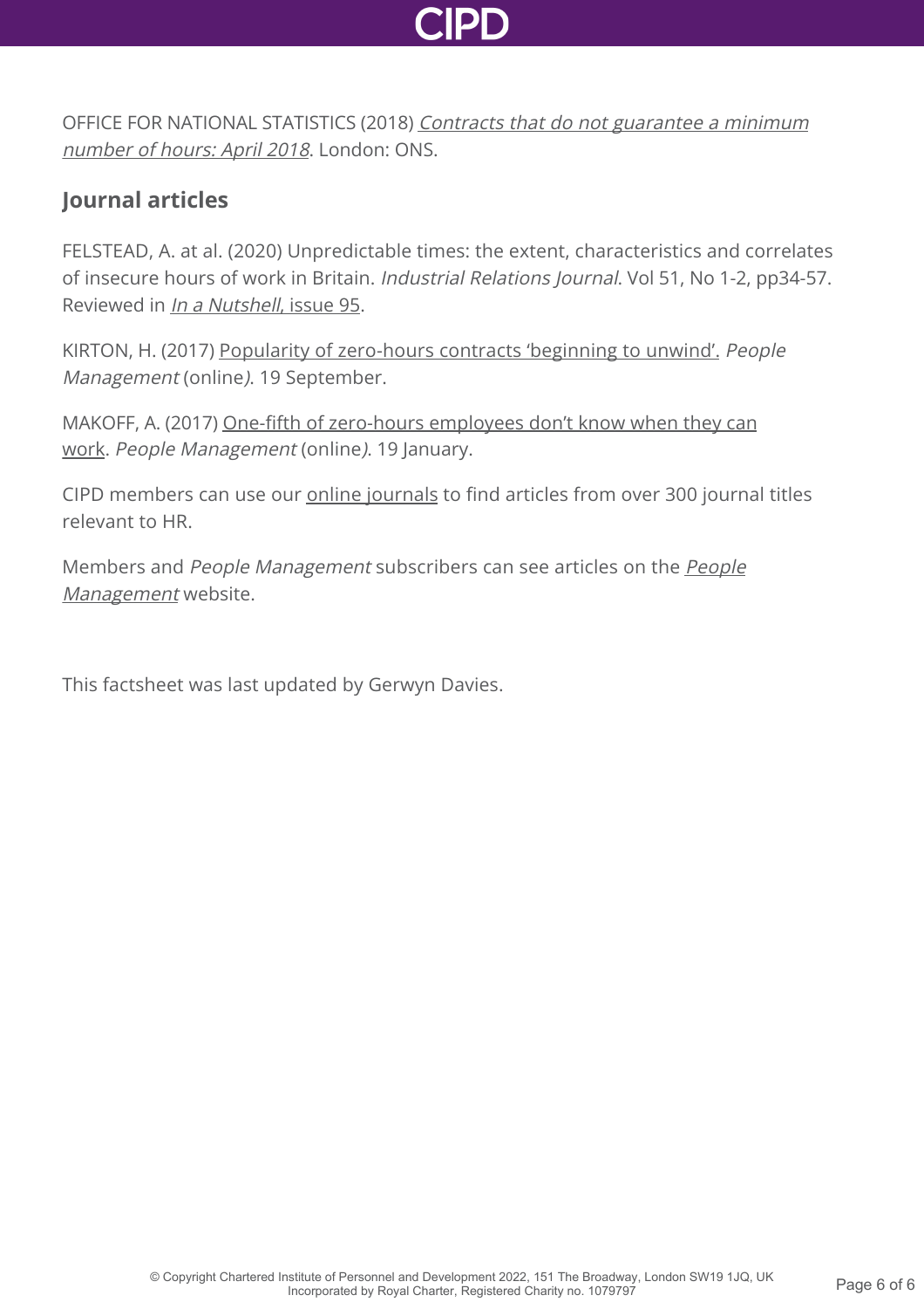OFFICE FOR NATIONAL STATISTICS (2018) *Contracts that do not guarantee a minimum number of hours: April 2018*. London: ONS.

## Journal articles

FELSTEAD, A. at al. (2020) Unpredictable times: the extent, characteristics and correlates of insecure hours of work in Britain. *Industrial Relations Journal*. Vol 51, No 1-2, pp34-57. Reviewed in *In a Nutshell*, issue 95.

KIRTON, H. (2017) Popularity of zero-hours contracts 'beginning to unwind'. *People Management* (online). 19 September.

MAKOFF, A. (2017) One-fifth of zero-hours employees don't know when they can work. *People Management* (online). 19 January.

CIPD members can use our online journals to find articles from over 300 journal titles relevant to HR.

Members and *People Management* subscribers can see articles on the *People Management* website.

This factsheet was last updated by Gerwyn Davies.